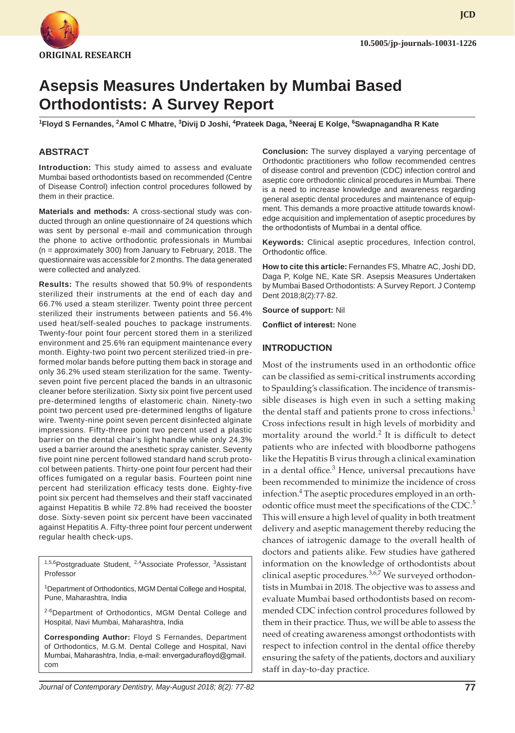ORIGINAL RESEARCH

10.5005/jp-journals-10031-1226

# Asepsis Measures Undertaken by Mumbai Based Orthodontists: A Survey Report

[1]Floyd S Fernandes, [2]Amol C Mhatre, [3]Divij D Joshi, [4]Prateek Daga, [5]Neeraj E Kolge, [6]Swapnagandha R Kate

## ABSTRACT

**Introduction:** This study aimed to assess and evaluate Mumbai based orthodontists based on recommended (Centre of Disease Control) infection control procedures followed by them in their practice.

**Materials and methods:** A cross-sectional study was conducted through an online questionnaire of 24 questions which was sent by personal e-mail and communication through the phone to active orthodontic professionals in Mumbai (n = approximately 300) from January to February, 2018. The questionnaire was accessible for 2 months. The data generated were collected and analyzed.

**Results:** The results showed that 50.9% of respondents sterilized their instruments at the end of each day and 66.7% used a steam sterilizer. Twenty point three percent sterilized their instruments between patients and 56.4% used heat/self-sealed pouches to package instruments. Twenty-four point four percent stored them in a sterilized environment and 25.6% ran equipment maintenance every month. Eighty-two point two percent sterilized tried-in preformed molar bands before putting them back in storage and only 36.2% used steam sterilization for the same. Twenty-seven point five percent placed the bands in an ultrasonic cleaner before sterilization. Sixty six point five percent used pre-determined lengths of elastomeric chain. Ninety-two point two percent used pre-determined lengths of ligature wire. Twenty-nine point seven percent disinfected alginate impressions. Fifty-three point two percent used a plastic barrier on the dental chair's light handle while only 24.3% used a barrier around the anesthetic spray canister. Seventy five point nine percent followed standard hand scrub protocol between patients. Thirty-one point four percent had their offices fumigated on a regular basis. Fourteen point nine percent had sterilization efficacy tests done. Eighty-five point six percent had themselves and their staff vaccinated against Hepatitis B while 72.8% had received the booster dose. Sixty-seven point six percent have been vaccinated against Hepatitis A. Fifty-three point four percent underwent regular health check-ups.

**Conclusion:** The survey displayed a varying percentage of Orthodontic practitioners who follow recommended centres of disease control and prevention (CDC) infection control and aseptic core orthodontic clinical procedures in Mumbai. There is a need to increase knowledge and awareness regarding general aseptic dental procedures and maintenance of equipment. This demands a more proactive attitude towards knowledge acquisition and implementation of aseptic procedures by the orthodontists of Mumbai in a dental office.

**Keywords:** Clinical aseptic procedures, Infection control, Orthodontic office.

**How to cite this article:** Fernandes FS, Mhatre AC, Joshi DD, Daga P, Kolge NE, Kate SR. Asepsis Measures Undertaken by Mumbai Based Orthodontists: A Survey Report. J Contemp Dent 2018;8(2):77-82.

**Source of support:** Nil

**Conflict of interest:** None

[1,5,6]Postgraduate Student, [2,4]Associate Professor, [3]Assistant Professor

[1]Department of Orthodontics, MGM Dental College and Hospital, Pune, Maharashtra, India

[2-6]Department of Orthodontics, MGM Dental College and Hospital, Navi Mumbai, Maharashtra, India

**Corresponding Author:** Floyd S Fernandes, Department of Orthodontics, M.G.M. Dental College and Hospital, Navi Mumbai, Maharashtra, India, e-mail: envergadurafloyd@gmail.com

## INTRODUCTION

Most of the instruments used in an orthodontic office can be classified as semi-critical instruments according to Spaulding's classification. The incidence of transmissible diseases is high even in such a setting making the dental staff and patients prone to cross infections.[1] Cross infections result in high levels of morbidity and mortality around the world.[2] It is difficult to detect patients who are infected with bloodborne pathogens like the Hepatitis B virus through a clinical examination in a dental office.[3] Hence, universal precautions have been recommended to minimize the incidence of cross infection.[4] The aseptic procedures employed in an orthodontic office must meet the specifications of the CDC.[5] This will ensure a high level of quality in both treatment delivery and aseptic management thereby reducing the chances of iatrogenic damage to the overall health of doctors and patients alike. Few studies have gathered information on the knowledge of orthodontists about clinical aseptic procedures.[3,6,7] We surveyed orthodontists in Mumbai in 2018. The objective was to assess and evaluate Mumbai based orthodontists based on recommended CDC infection control procedures followed by them in their practice. Thus, we will be able to assess the need of creating awareness amongst orthodontists with respect to infection control in the dental office thereby ensuring the safety of the patients, doctors and auxiliary staff in day-to-day practice.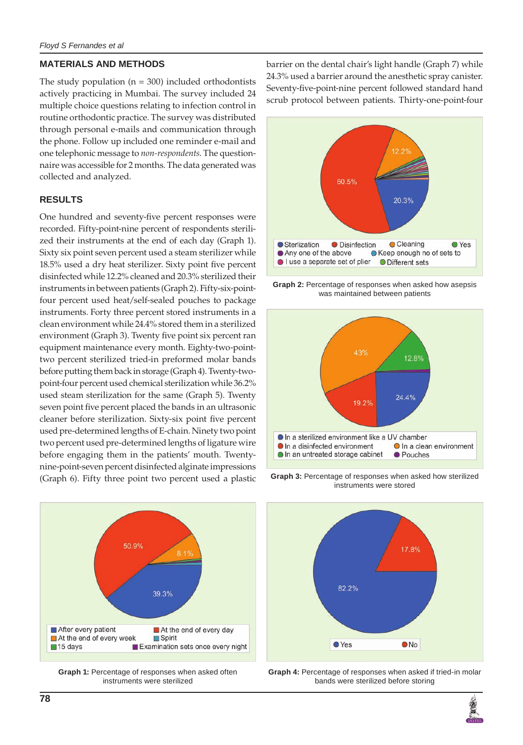## MATERIALS AND METHODS

The study population (n = 300) included orthodontists actively practicing in Mumbai. The survey included 24 multiple choice questions relating to infection control in routine orthodontic practice. The survey was distributed through personal e-mails and communication through the phone. Follow up included one reminder e-mail and one telephonic message to *non-respondents*. The questionnaire was accessible for 2 months. The data generated was collected and analyzed.

## RESULTS

One hundred and seventy-five percent responses were recorded. Fifty-point-nine percent of respondents sterilized their instruments at the end of each day (Graph 1). Sixty six point seven percent used a steam sterilizer while 18.5% used a dry heat sterilizer. Sixty point five percent disinfected while 12.2% cleaned and 20.3% sterilized their instruments in between patients (Graph 2). Fifty-six-point-four percent used heat/self-sealed pouches to package instruments. Forty three percent stored instruments in a clean environment while 24.4% stored them in a sterilized environment (Graph 3). Twenty five point six percent ran equipment maintenance every month. Eighty-two-point-two percent sterilized tried-in preformed molar bands before putting them back in storage (Graph 4). Twenty-two-point-four percent used chemical sterilization while 36.2% used steam sterilization for the same (Graph 5). Twenty seven point five percent placed the bands in an ultrasonic cleaner before sterilization. Sixty-six point five percent used pre-determined lengths of E-chain. Ninety two point two percent used pre-determined lengths of ligature wire before engaging them in the patients' mouth. Twenty-nine-point-seven percent disinfected alginate impressions (Graph 6). Fifty three point two percent used a plastic barrier on the dental chair's light handle (Graph 7) while 24.3% used a barrier around the anesthetic spray canister. Seventy-five-point-nine percent followed standard hand scrub protocol between patients. Thirty-one-point-four

**Graph 2:** Percentage of responses when asked how asepsis was maintained between patients

**Graph 3:** Percentage of responses when asked how sterilized instruments were stored

**Graph 1:** Percentage of responses when asked often instruments were sterilized

**Graph 4:** Percentage of responses when asked if tried-in molar bands were sterilized before storing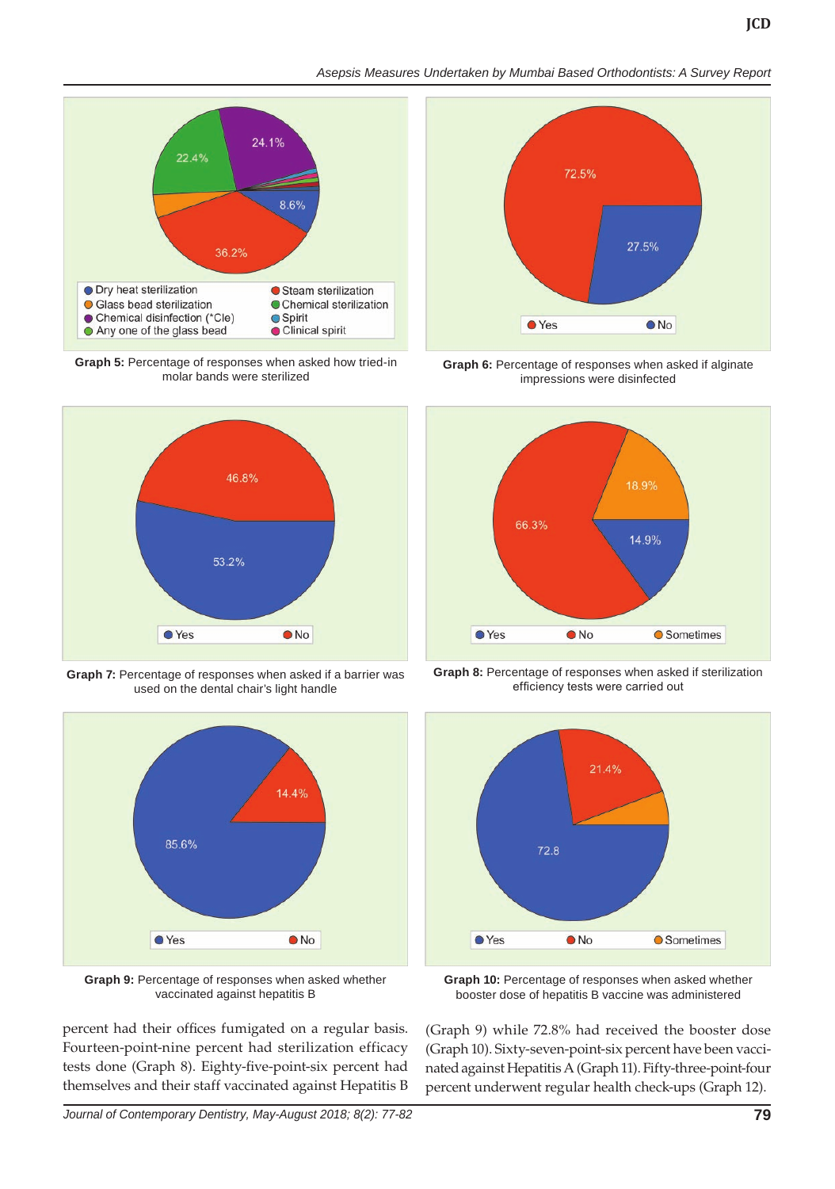24.1%
22.4%
8.6%
36.2%

Dry heat sterilization
Glass bead sterilization
Chemical disinfection (*Cle)
Any one of the glass bead
Steam sterilization
Chemical sterilization
Spirit
Clinical spirit

**Graph 5:** Percentage of responses when asked how tried-in molar bands were sterilized

72.5%
27.5%

Yes
No

**Graph 6:** Percentage of responses when asked if alginate impressions were disinfected

46.8%
53.2%

Yes
No

**Graph 7:** Percentage of responses when asked if a barrier was used on the dental chair's light handle

18.9%
66.3%
14.9%

Yes
No
Sometimes

**Graph 8:** Percentage of responses when asked if sterilization efficiency tests were carried out

14.4%
85.6%

Yes
No

**Graph 9:** Percentage of responses when asked whether vaccinated against hepatitis B

21.4%
72.8

Yes
No
Sometimes

**Graph 10:** Percentage of responses when asked whether booster dose of hepatitis B vaccine was administered

percent had their offices fumigated on a regular basis. Fourteen-point-nine percent had sterilization efficacy tests done (Graph 8). Eighty-five-point-six percent had themselves and their staff vaccinated against Hepatitis B (Graph 9) while 72.8% had received the booster dose (Graph 10). Sixty-seven-point-six percent have been vaccinated against Hepatitis A (Graph 11). Fifty-three-point-four percent underwent regular health check-ups (Graph 12).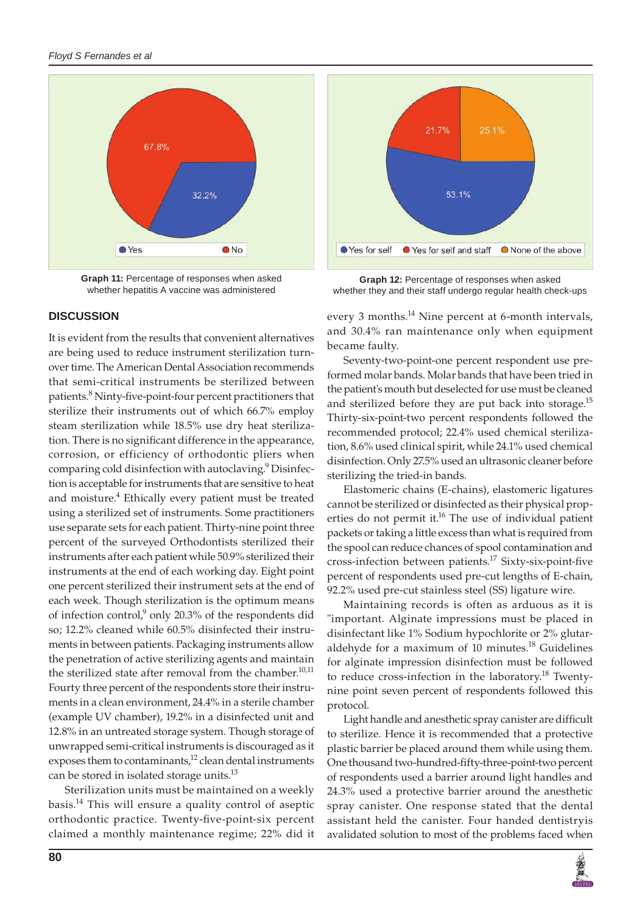67.8%

32.2%

Yes   No

**Graph 11:** Percentage of responses when asked whether hepatitis A vaccine was administered

21.7%   25.1%

53.1%

Yes for self   Yes for self and staff   None of the above

**Graph 12:** Percentage of responses when asked whether they and their staff undergo regular health check-ups

## DISCUSSION

It is evident from the results that convenient alternatives are being used to reduce instrument sterilization turnover time. The American Dental Association recommends that semi-critical instruments be sterilized between patients.[8] Ninty-five-point-four percent practitioners that sterilize their instruments out of which 66.7% employ steam sterilization while 18.5% use dry heat sterilization. There is no significant difference in the appearance, corrosion, or efficiency of orthodontic pliers when comparing cold disinfection with autoclaving.[9] Disinfection is acceptable for instruments that are sensitive to heat and moisture.[4] Ethically every patient must be treated using a sterilized set of instruments. Some practitioners use separate sets for each patient. Thirty-nine point three percent of the surveyed Orthodontists sterilized their instruments after each patient while 50.9% sterilized their instruments at the end of each working day. Eight point one percent sterilized their instrument sets at the end of each week. Though sterilization is the optimum means of infection control,[9] only 20.3% of the respondents did so; 12.2% cleaned while 60.5% disinfected their instruments in between patients. Packaging instruments allow the penetration of active sterilizing agents and maintain the sterilized state after removal from the chamber.[10,11] Fourty three percent of the respondents store their instruments in a clean environment, 24.4% in a sterile chamber (example UV chamber), 19.2% in a disinfected unit and 12.8% in an untreated storage system. Though storage of unwrapped semi-critical instruments is discouraged as it exposes them to contaminants,[12] clean dental instruments can be stored in isolated storage units.[13]

Sterilization units must be maintained on a weekly basis.[14] This will ensure a quality control of aseptic orthodontic practice. Twenty-five-point-six percent claimed a monthly maintenance regime; 22% did it every 3 months.[14] Nine percent at 6-month intervals, and 30.4% ran maintenance only when equipment became faulty.

Seventy-two-point-one percent respondent use preformed molar bands. Molar bands that have been tried in the patient's mouth but deselected for use must be cleaned and sterilized before they are put back into storage.[15] Thirty-six-point-two percent respondents followed the recommended protocol; 22.4% used chemical sterilization, 8.6% used clinical spirit, while 24.1% used chemical disinfection. Only 27.5% used an ultrasonic cleaner before sterilizing the tried-in bands.

Elastomeric chains (E-chains), elastomeric ligatures cannot be sterilized or disinfected as their physical properties do not permit it.[16] The use of individual patient packets or taking a little excess than what is required from the spool can reduce chances of spool contamination and cross-infection between patients.[17] Sixty-six-point-five percent of respondents used pre-cut lengths of E-chain, 92.2% used pre-cut stainless steel (SS) ligature wire.

Maintaining records is often as arduous as it is "important. Alginate impressions must be placed in disinfectant like 1% Sodium hypochlorite or 2% glutaraldehyde for a maximum of 10 minutes.[18] Guidelines for alginate impression disinfection must be followed to reduce cross-infection in the laboratory.[18] Twenty-nine point seven percent of respondents followed this protocol.

Light handle and anesthetic spray canister are difficult to sterilize. Hence it is recommended that a protective plastic barrier be placed around them while using them. One thousand two-hundred-fifty-three-point-two percent of respondents used a barrier around light handles and 24.3% used a protective barrier around the anesthetic spray canister. One response stated that the dental assistant held the canister. Four handed dentistryis avalidated solution to most of the problems faced when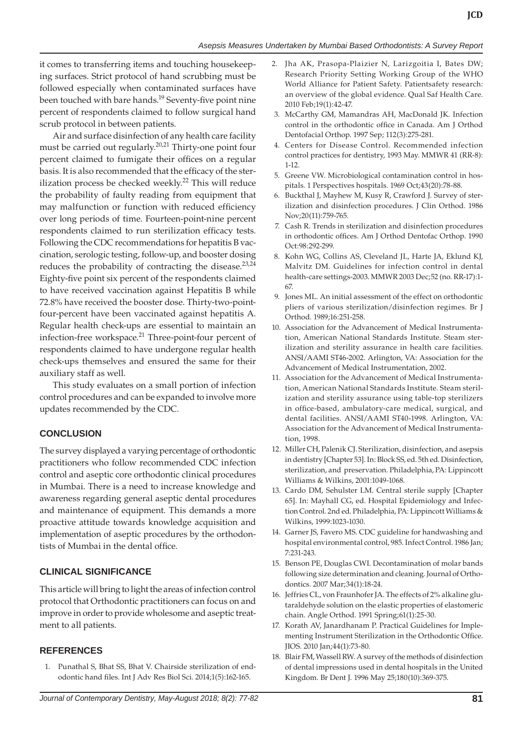it comes to transferring items and touching housekeeping surfaces. Strict protocol of hand scrubbing must be followed especially when contaminated surfaces have been touched with bare hands.[19] Seventy-five point nine percent of respondents claimed to follow surgical hand scrub protocol in between patients.

Air and surface disinfection of any health care facility must be carried out regularly.[20,21] Thirty-one point four percent claimed to fumigate their offices on a regular basis. It is also recommended that the efficacy of the sterilization process be checked weekly.[22] This will reduce the probability of faulty reading from equipment that may malfunction or function with reduced efficiency over long periods of time. Fourteen-point-nine percent respondents claimed to run sterilization efficacy tests. Following the CDC recommendations for hepatitis B vaccination, serologic testing, follow-up, and booster dosing reduces the probability of contracting the disease.[23,24] Eighty-five point six percent of the respondents claimed to have received vaccination against Hepatitis B while 72.8% have received the booster dose. Thirty-two-point-four-percent have been vaccinated against hepatitis A. Regular health check-ups are essential to maintain an infection-free workspace.[21] Three-point-four percent of respondents claimed to have undergone regular health check-ups themselves and ensured the same for their auxiliary staff as well.

This study evaluates on a small portion of infection control procedures and can be expanded to involve more updates recommended by the CDC.

## CONCLUSION

The survey displayed a varying percentage of orthodontic practitioners who follow recommended CDC infection control and aseptic core orthodontic clinical procedures in Mumbai. There is a need to increase knowledge and awareness regarding general aseptic dental procedures and maintenance of equipment. This demands a more proactive attitude towards knowledge acquisition and implementation of aseptic procedures by the orthodontists of Mumbai in the dental office.

## CLINICAL SIGNIFICANCE

This article will bring to light the areas of infection control protocol that Orthodontic practitioners can focus on and improve in order to provide wholesome and aseptic treatment to all patients.

## REFERENCES

1. Punathal S, Bhat SS, Bhat V. Chairside sterilization of endodontic hand files. Int J Adv Res Biol Sci. 2014;1(5):162-165.
2. Jha AK, Prasopa-Plaizier N, Larizgoitia I, Bates DW; Research Priority Setting Working Group of the WHO World Alliance for Patient Safety. Patientsafety research: an overview of the global evidence. Qual Saf Health Care. 2010 Feb;19(1):42-47.
3. McCarthy GM, Mamandras AH, MacDonald JK. Infection control in the orthodontic office in Canada. Am J Orthod Dentofacial Orthop. 1997 Sep; 112(3):275-281.
4. Centers for Disease Control. Recommended infection control practices for dentistry, 1993 May. MMWR 41 (RR-8): 1-12.
5. Greene VW. Microbiological contamination control in hospitals. 1 Perspectives hospitals. 1969 Oct;43(20):78-88.
6. Buckthal J, Mayhew M, Kusy R, Crawford J. Survey of sterilization and disinfection procedures. J Clin Orthod. 1986 Nov;20(11):759-765.
7. Cash R. Trends in sterilization and disinfection procedures in orthodontic offices. Am J Orthod Dentofac Orthop. 1990 Oct:98:292-299.
8. Kohn WG, Collins AS, Cleveland JL, Harte JA, Eklund KJ, Malvitz DM. Guidelines for infection control in dental health-care settings-2003. MMWR 2003 Dec;52 (no. RR-17):1-67.
9. Jones ML. An initial assessment of the effect on orthodontic pliers of various sterilization/disinfection regimes. Br J Orthod. 1989;16:251-258.
10. Association for the Advancement of Medical Instrumentation, American National Standards Institute. Steam sterilization and sterility assurance in health care facilities. ANSI/AAMI ST46-2002. Arlington, VA: Association for the Advancement of Medical Instrumentation, 2002.
11. Association for the Advancement of Medical Instrumentation, American National Standards Institute. Steam sterilization and sterility assurance using table-top sterilizers in office-based, ambulatory-care medical, surgical, and dental facilities. ANSI/AAMI ST40-1998. Arlington, VA: Association for the Advancement of Medical Instrumentation, 1998.
12. Miller CH, Palenik CJ. Sterilization, disinfection, and asepsis in dentistry [Chapter 53]. In: Block SS, ed. 5th ed. Disinfection, sterilization, and preservation. Philadelphia, PA: Lippincott Williams & Wilkins, 2001:1049-1068.
13. Cardo DM, Sehulster LM. Central sterile supply [Chapter 65]. In: Mayhall CG, ed. Hospital Epidemiology and Infection Control. 2nd ed. Philadelphia, PA: Lippincott Williams & Wilkins, 1999:1023-1030.
14. Garner JS, Favero MS. CDC guideline for handwashing and hospital environmental control, 985. Infect Control. 1986 Jan; 7:231-243.
15. Benson PE, Douglas CWI. Decontamination of molar bands following size determination and cleaning. Journal of Orthodontics. 2007 Mar;34(1):18-24.
16. Jeffries CL, von Fraunhofer JA. The effects of 2% alkaline glutaraldehyde solution on the elastic properties of elastomeric chain. Angle Orthod. 1991 Spring;61(1):25-30.
17. Korath AV, Janardhanam P. Practical Guidelines for Implementing Instrument Sterilization in the Orthodontic Office. JIOS. 2010 Jan;44(1):73-80.
18. Blair FM, Wassell RW. A survey of the methods of disinfection of dental impressions used in dental hospitals in the United Kingdom. Br Dent J. 1996 May 25;180(10):369-375.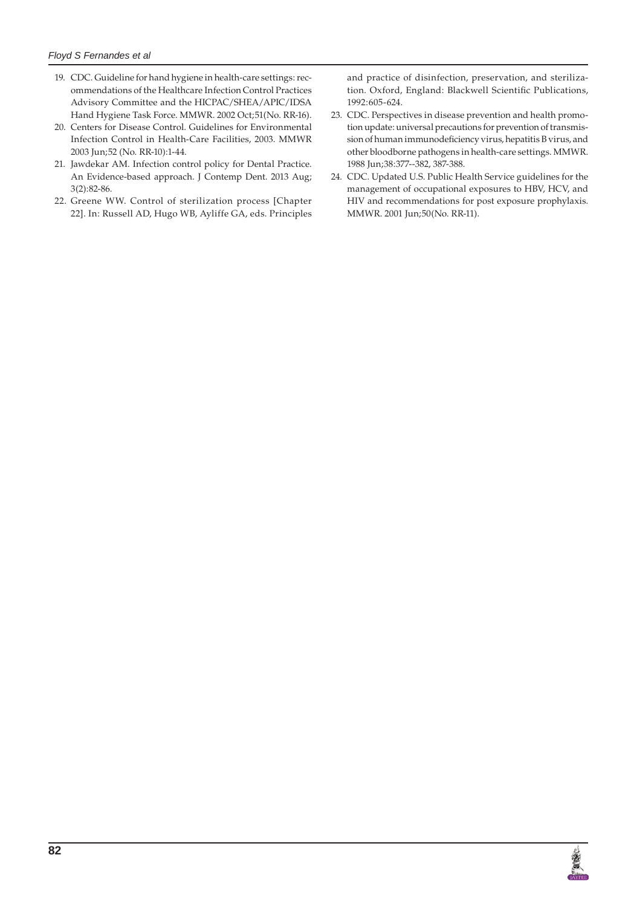19. CDC. Guideline for hand hygiene in health-care settings: recommendations of the Healthcare Infection Control Practices Advisory Committee and the HICPAC/SHEA/APIC/IDSA Hand Hygiene Task Force. MMWR. 2002 Oct;51(No. RR-16).
20. Centers for Disease Control. Guidelines for Environmental Infection Control in Health-Care Facilities, 2003. MMWR 2003 Jun;52 (No. RR-10):1-44.
21. Jawdekar AM. Infection control policy for Dental Practice. An Evidence-based approach. J Contemp Dent. 2013 Aug; 3(2):82-86.
22. Greene WW. Control of sterilization process [Chapter 22]. In: Russell AD, Hugo WB, Ayliffe GA, eds. Principles and practice of disinfection, preservation, and sterilization. Oxford, England: Blackwell Scientific Publications, 1992:605-624.
23. CDC. Perspectives in disease prevention and health promotion update: universal precautions for prevention of transmission of human immunodeficiency virus, hepatitis B virus, and other bloodborne pathogens in health-care settings. MMWR. 1988 Jun;38:377--382, 387-388.
24. CDC. Updated U.S. Public Health Service guidelines for the management of occupational exposures to HBV, HCV, and HIV and recommendations for post exposure prophylaxis. MMWR. 2001 Jun;50(No. RR-11).